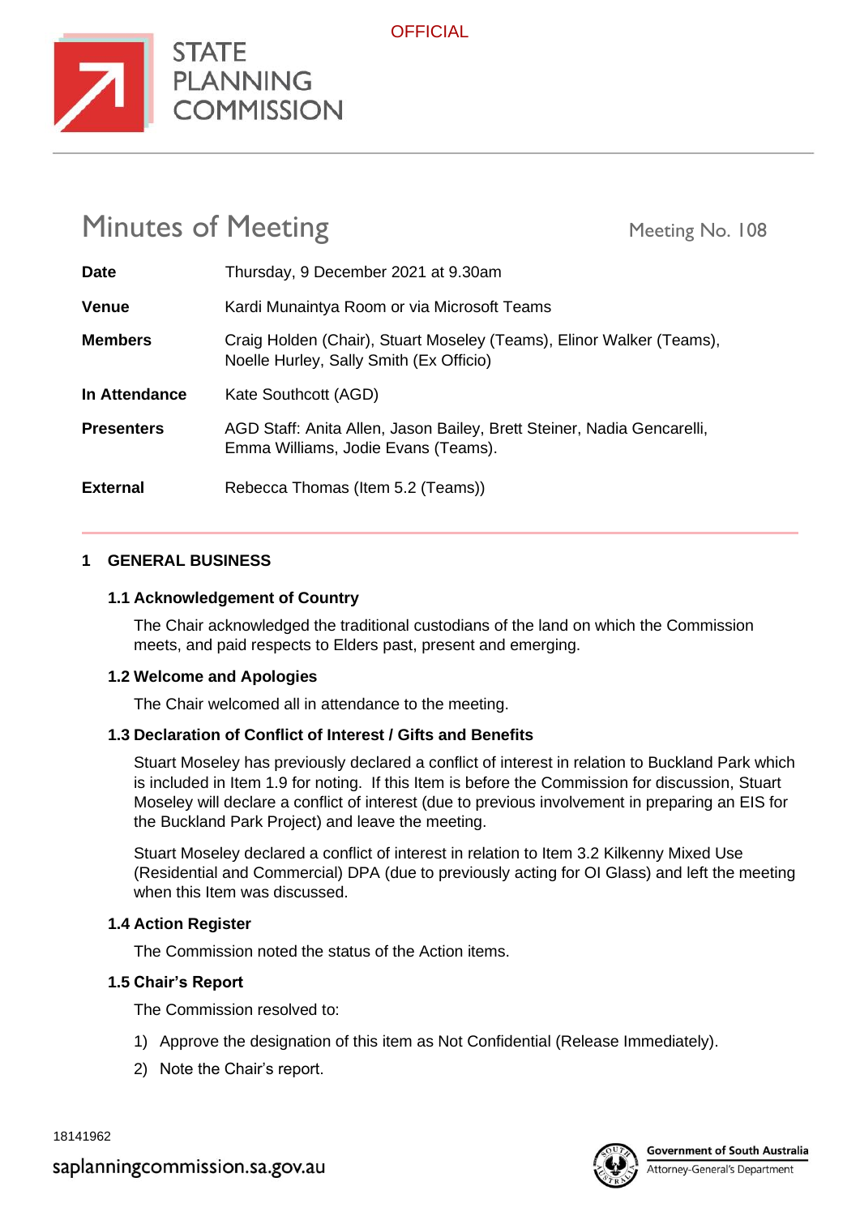# Minutes of Meeting

Meeting No. 108

| | |
|---|---|
| **Date** | Thursday, 9 December 2021 at 9.30am |
| **Venue** | Kardi Munaintya Room or via Microsoft Teams |
| **Members** | Craig Holden (Chair), Stuart Moseley (Teams), Elinor Walker (Teams), Noelle Hurley, Sally Smith (Ex Officio) |
| **In Attendance** | Kate Southcott (AGD) |
| **Presenters** | AGD Staff: Anita Allen, Jason Bailey, Brett Steiner, Nadia Gencarelli, Emma Williams, Jodie Evans (Teams). |
| **External** | Rebecca Thomas (Item 5.2 (Teams)) |

## 1 GENERAL BUSINESS

### 1.1 Acknowledgement of Country

The Chair acknowledged the traditional custodians of the land on which the Commission meets, and paid respects to Elders past, present and emerging.

### 1.2 Welcome and Apologies

The Chair welcomed all in attendance to the meeting.

### 1.3 Declaration of Conflict of Interest / Gifts and Benefits

Stuart Moseley has previously declared a conflict of interest in relation to Buckland Park which is included in Item 1.9 for noting. If this Item is before the Commission for discussion, Stuart Moseley will declare a conflict of interest (due to previous involvement in preparing an EIS for the Buckland Park Project) and leave the meeting.

Stuart Moseley declared a conflict of interest in relation to Item 3.2 Kilkenny Mixed Use (Residential and Commercial) DPA (due to previously acting for OI Glass) and left the meeting when this Item was discussed.

### 1.4 Action Register

The Commission noted the status of the Action items.

### 1.5 Chair's Report

The Commission resolved to:

1) Approve the designation of this item as Not Confidential (Release Immediately).
2) Note the Chair's report.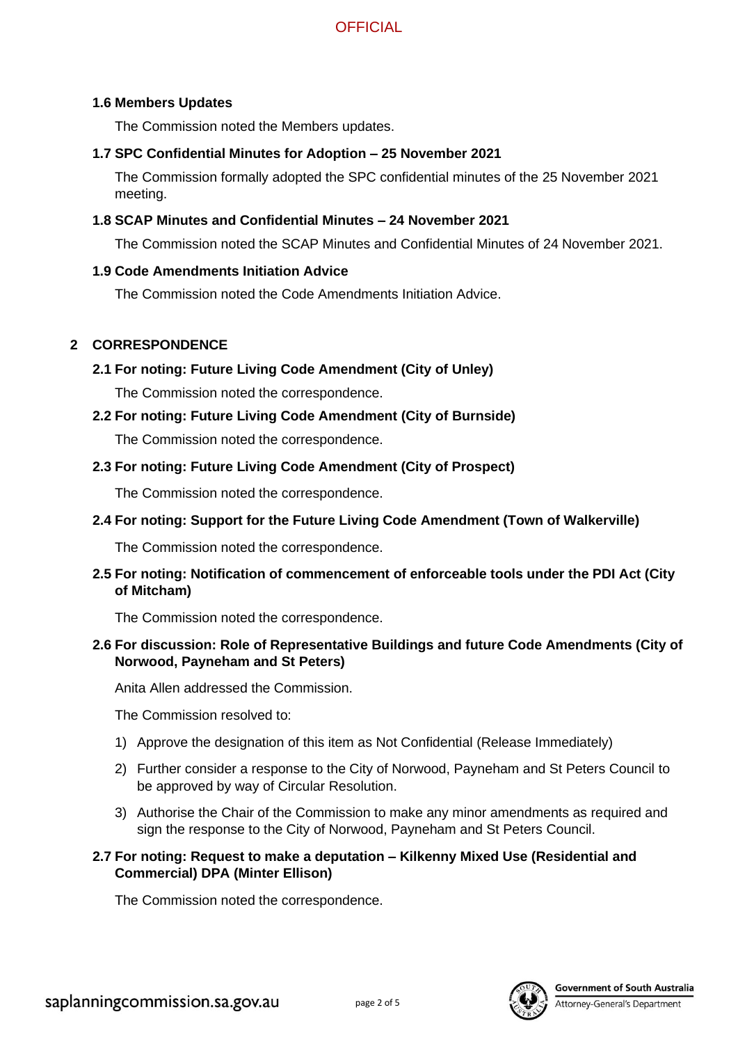### 1.6 Members Updates

The Commission noted the Members updates.

### 1.7 SPC Confidential Minutes for Adoption – 25 November 2021

The Commission formally adopted the SPC confidential minutes of the 25 November 2021 meeting.

### 1.8 SCAP Minutes and Confidential Minutes – 24 November 2021

The Commission noted the SCAP Minutes and Confidential Minutes of 24 November 2021.

### 1.9 Code Amendments Initiation Advice

The Commission noted the Code Amendments Initiation Advice.

## 2 CORRESPONDENCE

### 2.1 For noting: Future Living Code Amendment (City of Unley)

The Commission noted the correspondence.

### 2.2 For noting: Future Living Code Amendment (City of Burnside)

The Commission noted the correspondence.

### 2.3 For noting: Future Living Code Amendment (City of Prospect)

The Commission noted the correspondence.

### 2.4 For noting: Support for the Future Living Code Amendment (Town of Walkerville)

The Commission noted the correspondence.

### 2.5 For noting: Notification of commencement of enforceable tools under the PDI Act (City of Mitcham)

The Commission noted the correspondence.

### 2.6 For discussion: Role of Representative Buildings and future Code Amendments (City of Norwood, Payneham and St Peters)

Anita Allen addressed the Commission.

The Commission resolved to:

1) Approve the designation of this item as Not Confidential (Release Immediately)
2) Further consider a response to the City of Norwood, Payneham and St Peters Council to be approved by way of Circular Resolution.
3) Authorise the Chair of the Commission to make any minor amendments as required and sign the response to the City of Norwood, Payneham and St Peters Council.

### 2.7 For noting: Request to make a deputation – Kilkenny Mixed Use (Residential and Commercial) DPA (Minter Ellison)

The Commission noted the correspondence.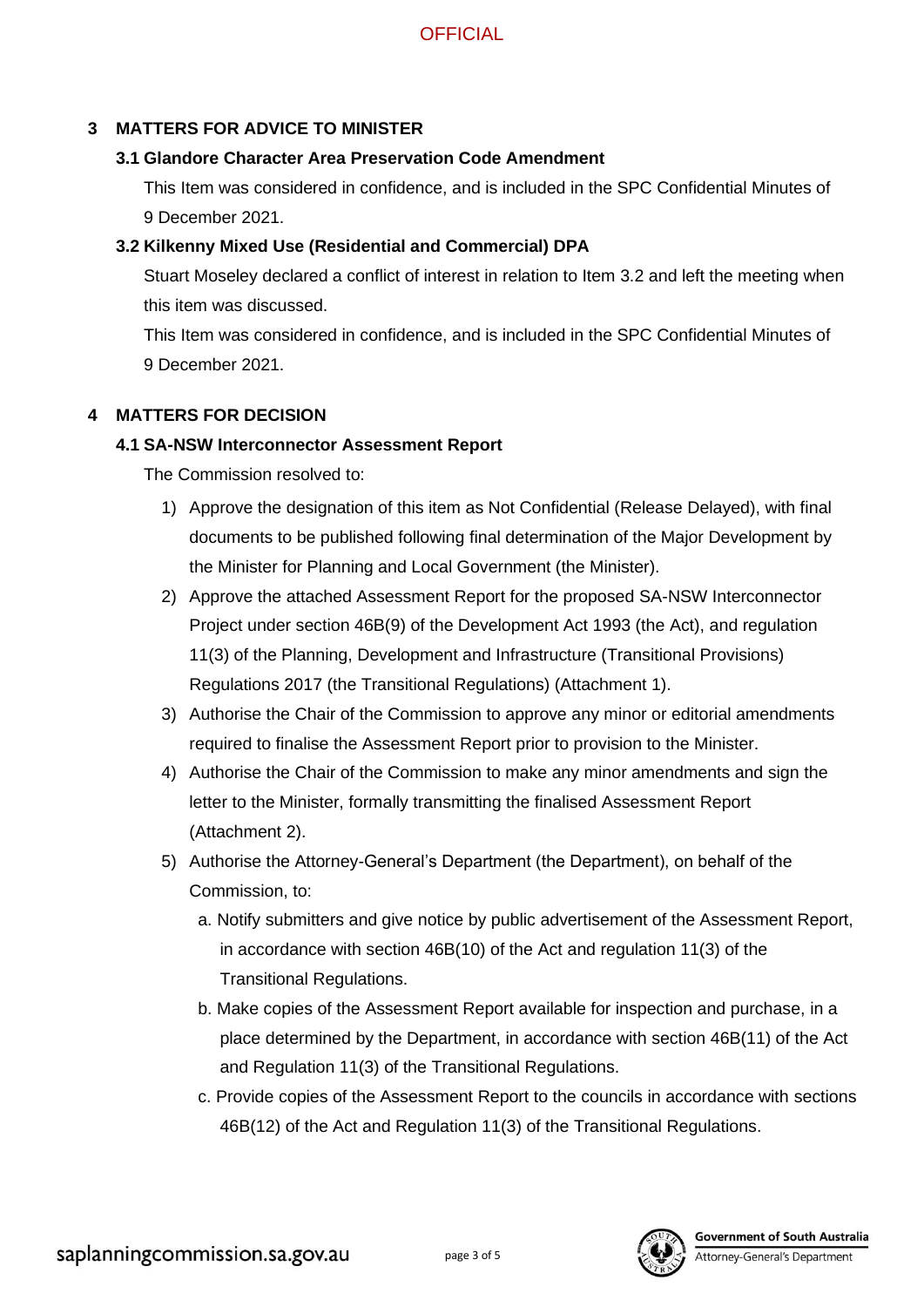## 3 MATTERS FOR ADVICE TO MINISTER

### 3.1 Glandore Character Area Preservation Code Amendment

This Item was considered in confidence, and is included in the SPC Confidential Minutes of 9 December 2021.

### 3.2 Kilkenny Mixed Use (Residential and Commercial) DPA

Stuart Moseley declared a conflict of interest in relation to Item 3.2 and left the meeting when this item was discussed.

This Item was considered in confidence, and is included in the SPC Confidential Minutes of 9 December 2021.

## 4 MATTERS FOR DECISION

### 4.1 SA-NSW Interconnector Assessment Report

The Commission resolved to:

1) Approve the designation of this item as Not Confidential (Release Delayed), with final documents to be published following final determination of the Major Development by the Minister for Planning and Local Government (the Minister).
2) Approve the attached Assessment Report for the proposed SA-NSW Interconnector Project under section 46B(9) of the Development Act 1993 (the Act), and regulation 11(3) of the Planning, Development and Infrastructure (Transitional Provisions) Regulations 2017 (the Transitional Regulations) (Attachment 1).
3) Authorise the Chair of the Commission to approve any minor or editorial amendments required to finalise the Assessment Report prior to provision to the Minister.
4) Authorise the Chair of the Commission to make any minor amendments and sign the letter to the Minister, formally transmitting the finalised Assessment Report (Attachment 2).
5) Authorise the Attorney-General's Department (the Department), on behalf of the Commission, to:
    a. Notify submitters and give notice by public advertisement of the Assessment Report, in accordance with section 46B(10) of the Act and regulation 11(3) of the Transitional Regulations.
    b. Make copies of the Assessment Report available for inspection and purchase, in a place determined by the Department, in accordance with section 46B(11) of the Act and Regulation 11(3) of the Transitional Regulations.
    c. Provide copies of the Assessment Report to the councils in accordance with sections 46B(12) of the Act and Regulation 11(3) of the Transitional Regulations.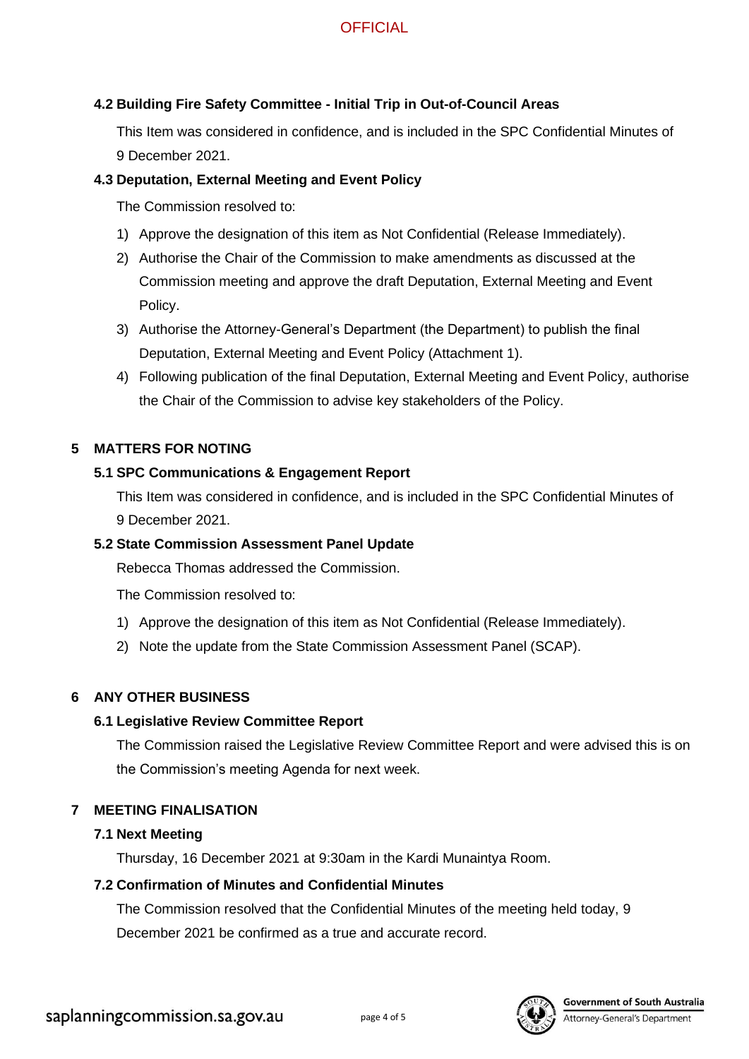### 4.2 Building Fire Safety Committee - Initial Trip in Out-of-Council Areas

This Item was considered in confidence, and is included in the SPC Confidential Minutes of 9 December 2021.

### 4.3 Deputation, External Meeting and Event Policy

The Commission resolved to:

1) Approve the designation of this item as Not Confidential (Release Immediately).
2) Authorise the Chair of the Commission to make amendments as discussed at the Commission meeting and approve the draft Deputation, External Meeting and Event Policy.
3) Authorise the Attorney-General's Department (the Department) to publish the final Deputation, External Meeting and Event Policy (Attachment 1).
4) Following publication of the final Deputation, External Meeting and Event Policy, authorise the Chair of the Commission to advise key stakeholders of the Policy.

## 5 MATTERS FOR NOTING

### 5.1 SPC Communications & Engagement Report

This Item was considered in confidence, and is included in the SPC Confidential Minutes of 9 December 2021.

### 5.2 State Commission Assessment Panel Update

Rebecca Thomas addressed the Commission.

The Commission resolved to:

1) Approve the designation of this item as Not Confidential (Release Immediately).
2) Note the update from the State Commission Assessment Panel (SCAP).

## 6 ANY OTHER BUSINESS

### 6.1 Legislative Review Committee Report

The Commission raised the Legislative Review Committee Report and were advised this is on the Commission's meeting Agenda for next week.

## 7 MEETING FINALISATION

### 7.1 Next Meeting

Thursday, 16 December 2021 at 9:30am in the Kardi Munaintya Room.

### 7.2 Confirmation of Minutes and Confidential Minutes

The Commission resolved that the Confidential Minutes of the meeting held today, 9 December 2021 be confirmed as a true and accurate record.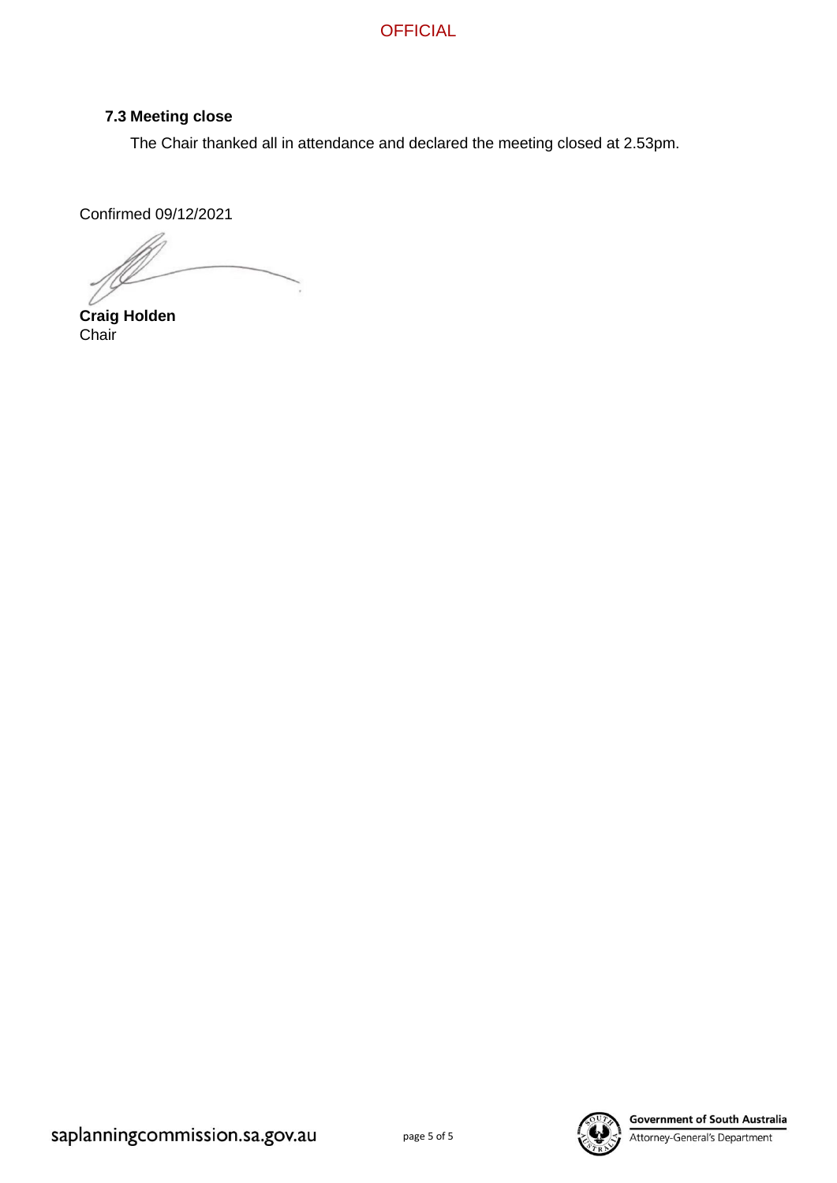### 7.3 Meeting close

The Chair thanked all in attendance and declared the meeting closed at 2.53pm.

Confirmed 09/12/2021

**Craig Holden**
Chair